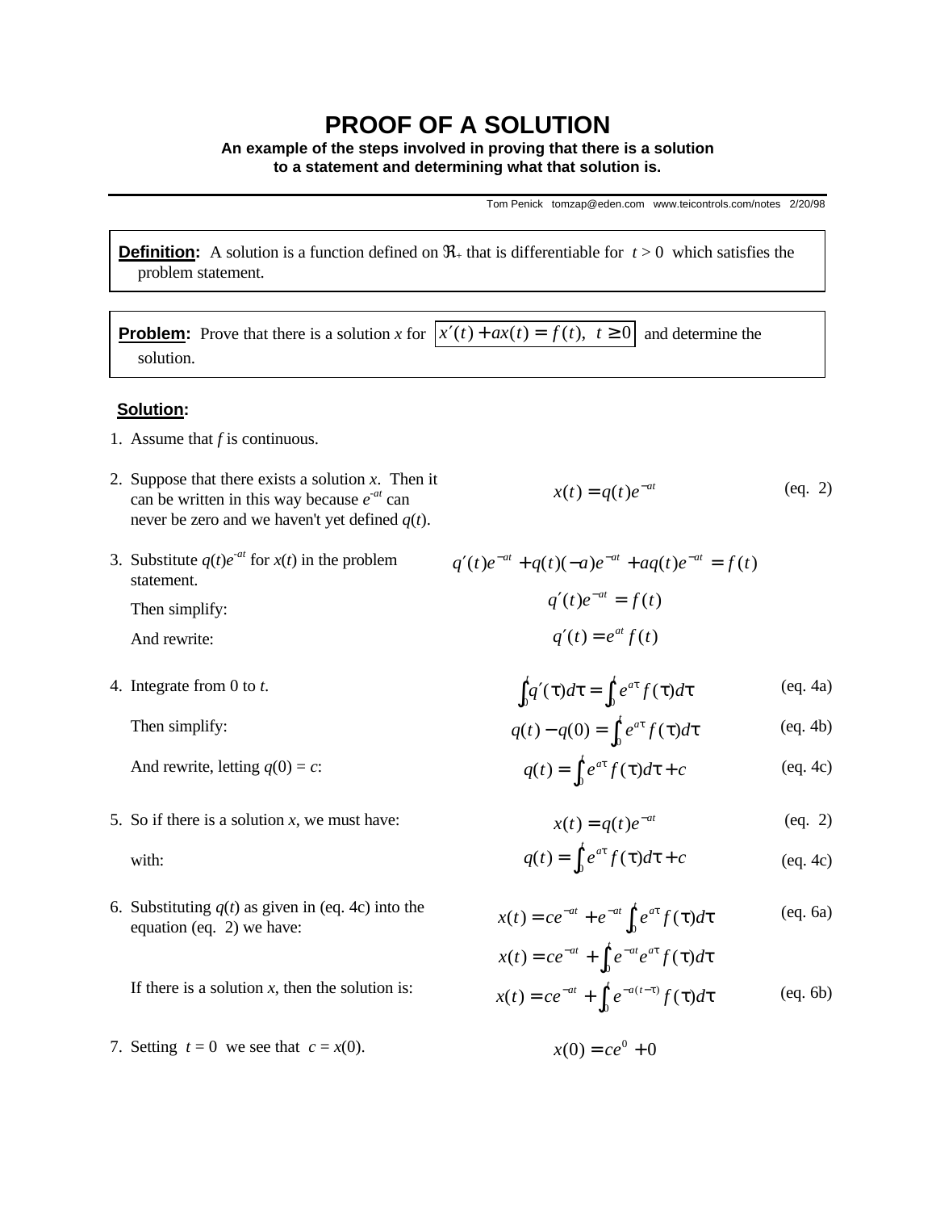# PROOF OF A SOLUTION

**An example of the steps involved in proving that there is a solution to a statement and determining what that solution is.**

Tom Penick tomzap@eden.com www.teicontrols.com/notes 2/20/98

**Definition:** A solution is a function defined on $\Re_+$ that is differentiable for $t > 0$ which satisfies the problem statement.

**Problem:** Prove that there is a solution $x$ for $x'(t) + ax(t) = f(t),\ t \geq 0$ and determine the solution.

## Solution:

1. Assume that $f$ is continuous.

2. Suppose that there exists a solution $x$. Then it can be written in this way because $e^{-at}$ can never be zero and we haven't yet defined $q(t)$.

$$x(t) = q(t)e^{-at} \qquad \text{(eq. 2)}$$

3. Substitute $q(t)e^{-at}$ for $x(t)$ in the problem statement.

$$q'(t)e^{-at} + q(t)(-a)e^{-at} + aq(t)e^{-at} = f(t)$$

   Then simplify:

$$q'(t)e^{-at} = f(t)$$

   And rewrite:

$$q'(t) = e^{at} f(t)$$

4. Integrate from 0 to $t$.

$$\int_0^t q'(\tau)d\tau = \int_0^t e^{a\tau} f(\tau)d\tau \qquad \text{(eq. 4a)}$$

   Then simplify:

$$q(t) - q(0) = \int_0^t e^{a\tau} f(\tau)d\tau \qquad \text{(eq. 4b)}$$

   And rewrite, letting $q(0) = c$:

$$q(t) = \int_0^t e^{a\tau} f(\tau)d\tau + c \qquad \text{(eq. 4c)}$$

5. So if there is a solution $x$, we must have:

$$x(t) = q(t)e^{-at} \qquad \text{(eq. 2)}$$

   with:

$$q(t) = \int_0^t e^{a\tau} f(\tau)d\tau + c \qquad \text{(eq. 4c)}$$

6. Substituting $q(t)$ as given in (eq. 4c) into the equation (eq. 2) we have:

$$x(t) = ce^{-at} + e^{-at}\int_0^t e^{a\tau} f(\tau)d\tau \qquad \text{(eq. 6a)}$$

$$x(t) = ce^{-at} + \int_0^t e^{-at}e^{a\tau} f(\tau)d\tau$$

   If there is a solution $x$, then the solution is:

$$x(t) = ce^{-at} + \int_0^t e^{-a(t-\tau)} f(\tau)d\tau \qquad \text{(eq. 6b)}$$

7. Setting $t = 0$ we see that $c = x(0)$.

$$x(0) = ce^0 + 0$$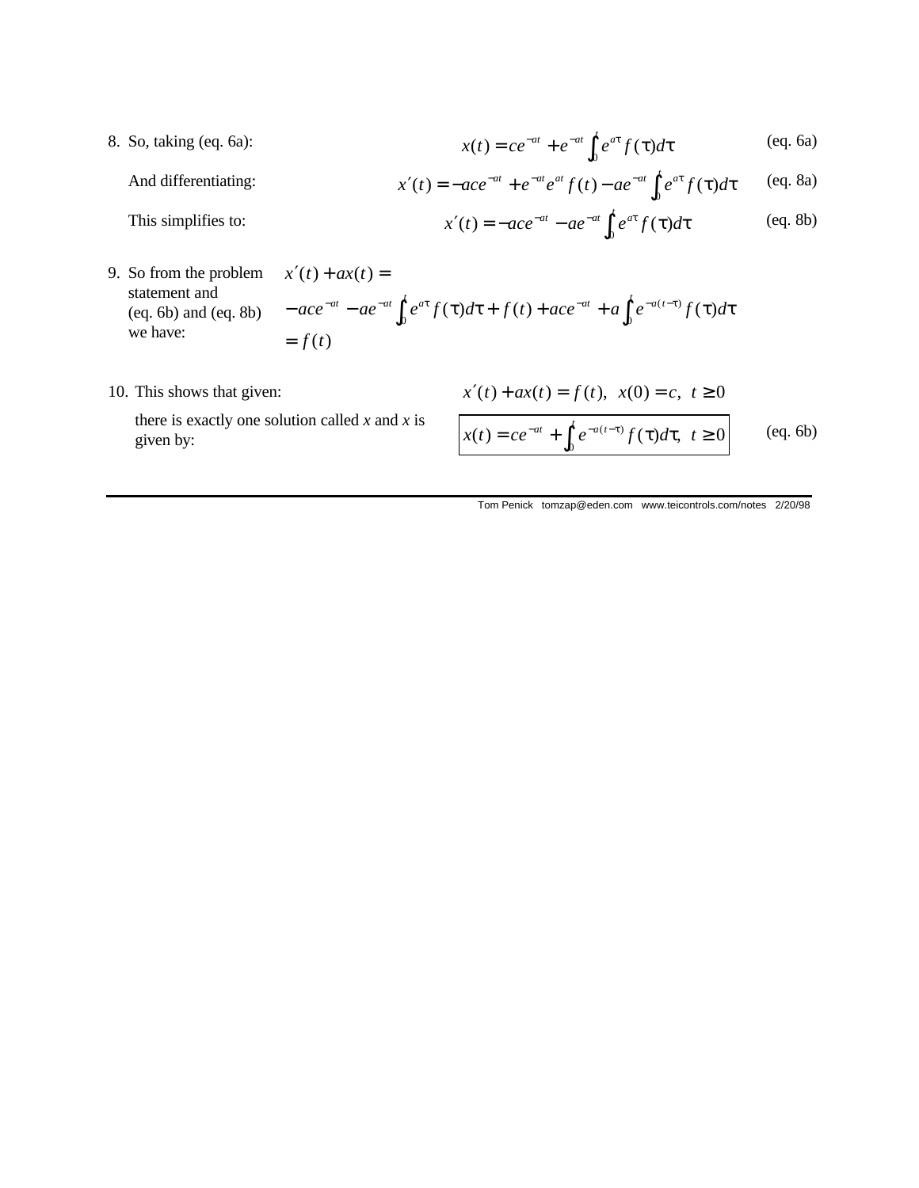8. So, taking (eq. 6a):

$$x(t) = ce^{-at} + e^{-at}\int_0^t e^{a\tau} f(\tau)d\tau \qquad \text{(eq. 6a)}$$

And differentiating:

$$x'(t) = -ace^{-at} + e^{-at}e^{at} f(t) - ae^{-at}\int_0^t e^{a\tau} f(\tau)d\tau \qquad \text{(eq. 8a)}$$

This simplifies to:

$$x'(t) = -ace^{-at} - ae^{-at}\int_0^t e^{a\tau} f(\tau)d\tau \qquad \text{(eq. 8b)}$$

9. So from the problem statement and (eq. 6b) and (eq. 8b) we have:

$$x'(t) + ax(t) =$$
$$-ace^{-at} - ae^{-at}\int_0^t e^{a\tau} f(\tau)d\tau + f(t) + ace^{-at} + a\int_0^t e^{-a(t-\tau)} f(\tau)d\tau$$
$$= f(t)$$

10. This shows that given:

$$x'(t) + ax(t) = f(t),\ \ x(0) = c,\ \ t \geq 0$$

there is exactly one solution called *x* and *x* is given by:

$$\boxed{x(t) = ce^{-at} + \int_0^t e^{-a(t-\tau)} f(\tau)d\tau,\ \ t \geq 0} \qquad \text{(eq. 6b)}$$

Tom Penick tomzap@eden.com www.teicontrols.com/notes 2/20/98